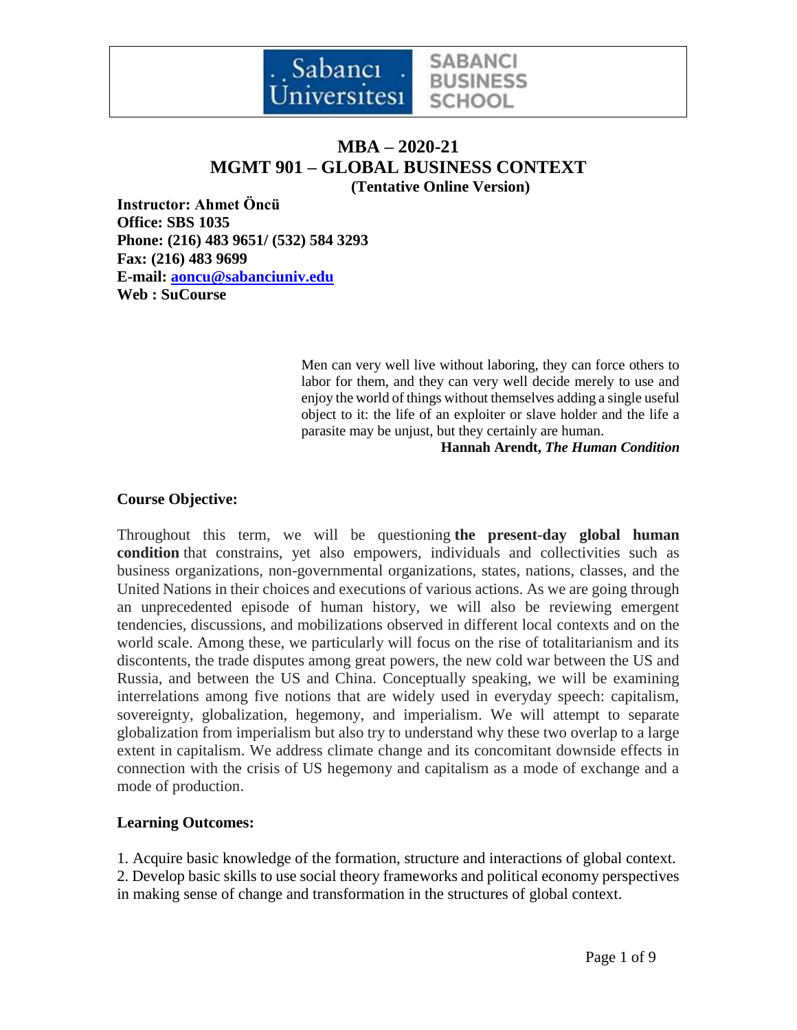# MBA – 2020-21
# MGMT 901 – GLOBAL BUSINESS CONTEXT
**(Tentative Online Version)**

**Instructor: Ahmet Öncü**
**Office: SBS 1035**
**Phone: (216) 483 9651/ (532) 584 3293**
**Fax: (216) 483 9699**
**E-mail: aoncu@sabanciuniv.edu**
**Web : SuCourse**

> Men can very well live without laboring, they can force others to labor for them, and they can very well decide merely to use and enjoy the world of things without themselves adding a single useful object to it: the life of an exploiter or slave holder and the life a parasite may be unjust, but they certainly are human.
>
> **Hannah Arendt, *The Human Condition***

### Course Objective:

Throughout this term, we will be questioning **the present-day global human condition** that constrains, yet also empowers, individuals and collectivities such as business organizations, non-governmental organizations, states, nations, classes, and the United Nations in their choices and executions of various actions. As we are going through an unprecedented episode of human history, we will also be reviewing emergent tendencies, discussions, and mobilizations observed in different local contexts and on the world scale. Among these, we particularly will focus on the rise of totalitarianism and its discontents, the trade disputes among great powers, the new cold war between the US and Russia, and between the US and China. Conceptually speaking, we will be examining interrelations among five notions that are widely used in everyday speech: capitalism, sovereignty, globalization, hegemony, and imperialism. We will attempt to separate globalization from imperialism but also try to understand why these two overlap to a large extent in capitalism. We address climate change and its concomitant downside effects in connection with the crisis of US hegemony and capitalism as a mode of exchange and a mode of production.

### Learning Outcomes:

1. Acquire basic knowledge of the formation, structure and interactions of global context.
2. Develop basic skills to use social theory frameworks and political economy perspectives in making sense of change and transformation in the structures of global context.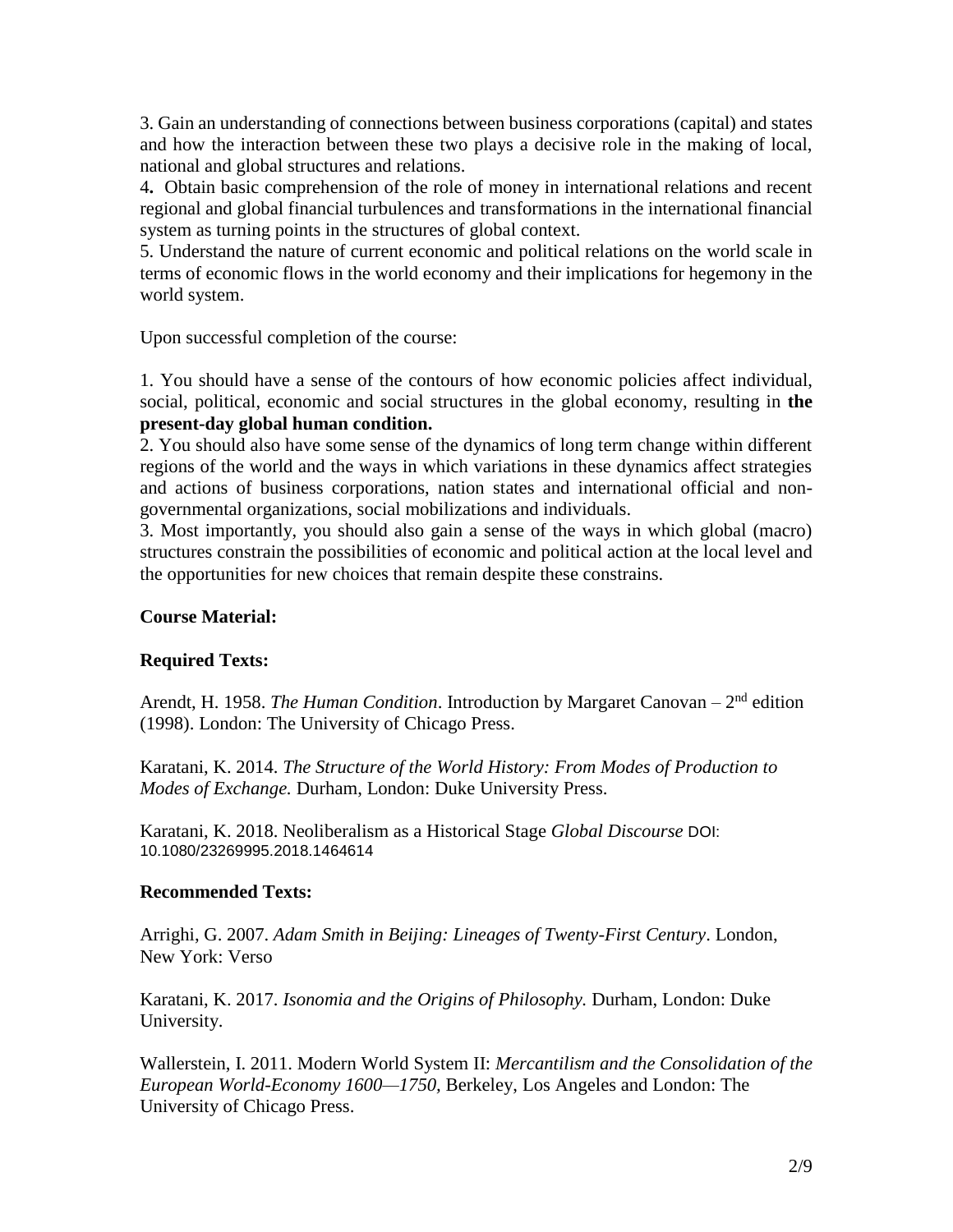3. Gain an understanding of connections between business corporations (capital) and states and how the interaction between these two plays a decisive role in the making of local, national and global structures and relations.

4**.** Obtain basic comprehension of the role of money in international relations and recent regional and global financial turbulences and transformations in the international financial system as turning points in the structures of global context.

5. Understand the nature of current economic and political relations on the world scale in terms of economic flows in the world economy and their implications for hegemony in the world system.

Upon successful completion of the course:

1. You should have a sense of the contours of how economic policies affect individual, social, political, economic and social structures in the global economy, resulting in **the present-day global human condition.**

2. You should also have some sense of the dynamics of long term change within different regions of the world and the ways in which variations in these dynamics affect strategies and actions of business corporations, nation states and international official and non-governmental organizations, social mobilizations and individuals.

3. Most importantly, you should also gain a sense of the ways in which global (macro) structures constrain the possibilities of economic and political action at the local level and the opportunities for new choices that remain despite these constrains.

**Course Material:**

**Required Texts:**

Arendt, H. 1958. *The Human Condition*. Introduction by Margaret Canovan – 2nd edition (1998). London: The University of Chicago Press.

Karatani, K. 2014. *The Structure of the World History: From Modes of Production to Modes of Exchange.* Durham, London: Duke University Press.

Karatani, K. 2018. Neoliberalism as a Historical Stage *Global Discourse* DOI: 10.1080/23269995.2018.1464614

**Recommended Texts:**

Arrighi, G. 2007. *Adam Smith in Beijing: Lineages of Twenty-First Century*. London, New York: Verso

Karatani, K. 2017. *Isonomia and the Origins of Philosophy.* Durham, London: Duke University.

Wallerstein, I. 2011. Modern World System II: *Mercantilism and the Consolidation of the European World-Economy 1600—1750,* Berkeley, Los Angeles and London: The University of Chicago Press.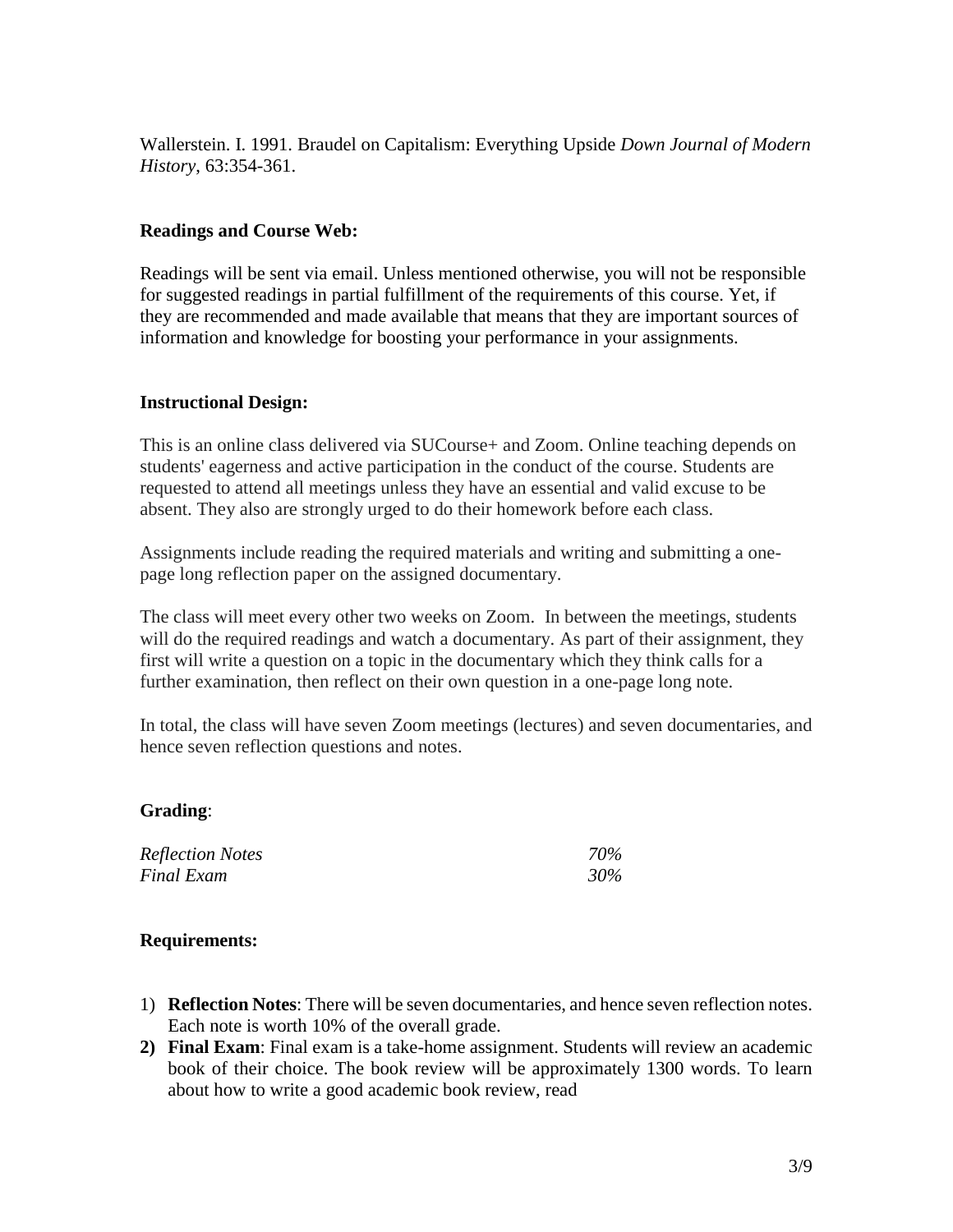Wallerstein. I. 1991. Braudel on Capitalism: Everything Upside *Down Journal of Modern History*, 63:354-361.

**Readings and Course Web:**

Readings will be sent via email. Unless mentioned otherwise, you will not be responsible for suggested readings in partial fulfillment of the requirements of this course. Yet, if they are recommended and made available that means that they are important sources of information and knowledge for boosting your performance in your assignments.

**Instructional Design:**

This is an online class delivered via SUCourse+ and Zoom. Online teaching depends on students' eagerness and active participation in the conduct of the course. Students are requested to attend all meetings unless they have an essential and valid excuse to be absent. They also are strongly urged to do their homework before each class.

Assignments include reading the required materials and writing and submitting a one-page long reflection paper on the assigned documentary.

The class will meet every other two weeks on Zoom. In between the meetings, students will do the required readings and watch a documentary. As part of their assignment, they first will write a question on a topic in the documentary which they think calls for a further examination, then reflect on their own question in a one-page long note.

In total, the class will have seven Zoom meetings (lectures) and seven documentaries, and hence seven reflection questions and notes.

**Grading**:

| | |
|---|---|
| *Reflection Notes* | *70%* |
| *Final Exam* | *30%* |

**Requirements:**

1) **Reflection Notes**: There will be seven documentaries, and hence seven reflection notes. Each note is worth 10% of the overall grade.
2) **Final Exam**: Final exam is a take-home assignment. Students will review an academic book of their choice. The book review will be approximately 1300 words. To learn about how to write a good academic book review, read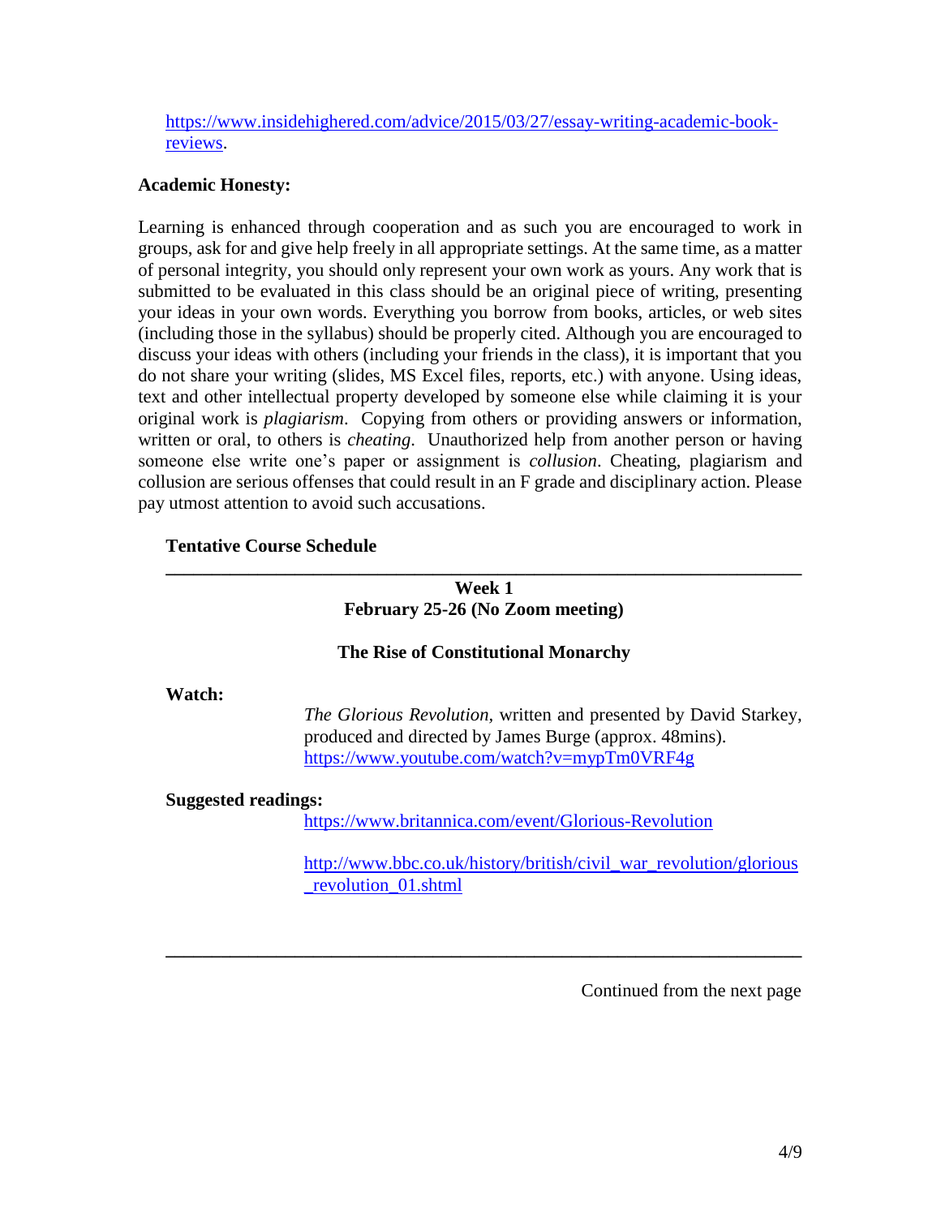https://www.insidehighered.com/advice/2015/03/27/essay-writing-academic-book-reviews.

**Academic Honesty:**

Learning is enhanced through cooperation and as such you are encouraged to work in groups, ask for and give help freely in all appropriate settings. At the same time, as a matter of personal integrity, you should only represent your own work as yours. Any work that is submitted to be evaluated in this class should be an original piece of writing, presenting your ideas in your own words. Everything you borrow from books, articles, or web sites (including those in the syllabus) should be properly cited. Although you are encouraged to discuss your ideas with others (including your friends in the class), it is important that you do not share your writing (slides, MS Excel files, reports, etc.) with anyone. Using ideas, text and other intellectual property developed by someone else while claiming it is your original work is *plagiarism*. Copying from others or providing answers or information, written or oral, to others is *cheating*. Unauthorized help from another person or having someone else write one's paper or assignment is *collusion*. Cheating, plagiarism and collusion are serious offenses that could result in an F grade and disciplinary action. Please pay utmost attention to avoid such accusations.

**Tentative Course Schedule**

---

**Week 1**
**February 25-26 (No Zoom meeting)**

**The Rise of Constitutional Monarchy**

**Watch:**

*The Glorious Revolution,* written and presented by David Starkey, produced and directed by James Burge (approx. 48mins).
https://www.youtube.com/watch?v=mypTm0VRF4g

**Suggested readings:**

https://www.britannica.com/event/Glorious-Revolution

http://www.bbc.co.uk/history/british/civil_war_revolution/glorious_revolution_01.shtml

---

Continued from the next page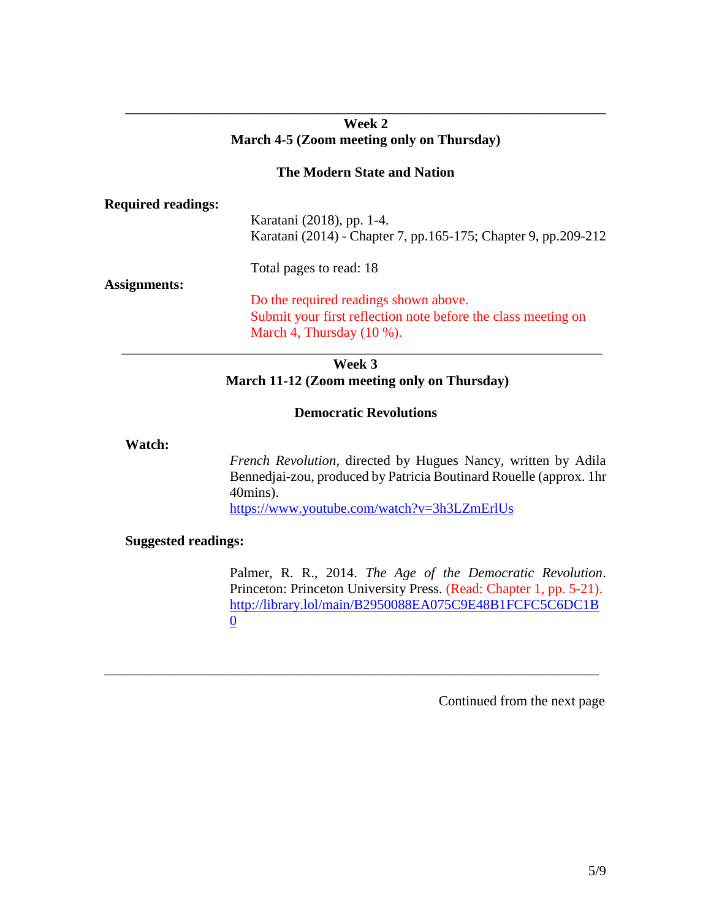---

## Week 2
### March 4-5 (Zoom meeting only on Thursday)

### The Modern State and Nation

**Required readings:**

Karatani (2018), pp. 1-4.
Karatani (2014) - Chapter 7, pp.165-175; Chapter 9, pp.209-212

Total pages to read: 18

**Assignments:**

Do the required readings shown above.
Submit your first reflection note before the class meeting on March 4, Thursday (10 %).

---

## Week 3
### March 11-12 (Zoom meeting only on Thursday)

### Democratic Revolutions

**Watch:**

*French Revolution*, directed by Hugues Nancy, written by Adila Bennedjai-zou, produced by Patricia Boutinard Rouelle (approx. 1hr 40mins).
https://www.youtube.com/watch?v=3h3LZmErlUs

**Suggested readings:**

Palmer, R. R., 2014. *The Age of the Democratic Revolution*. Princeton: Princeton University Press. (Read: Chapter 1, pp. 5-21).
http://library.lol/main/B2950088EA075C9E48B1FCFC5C6DC1B0

---

Continued from the next page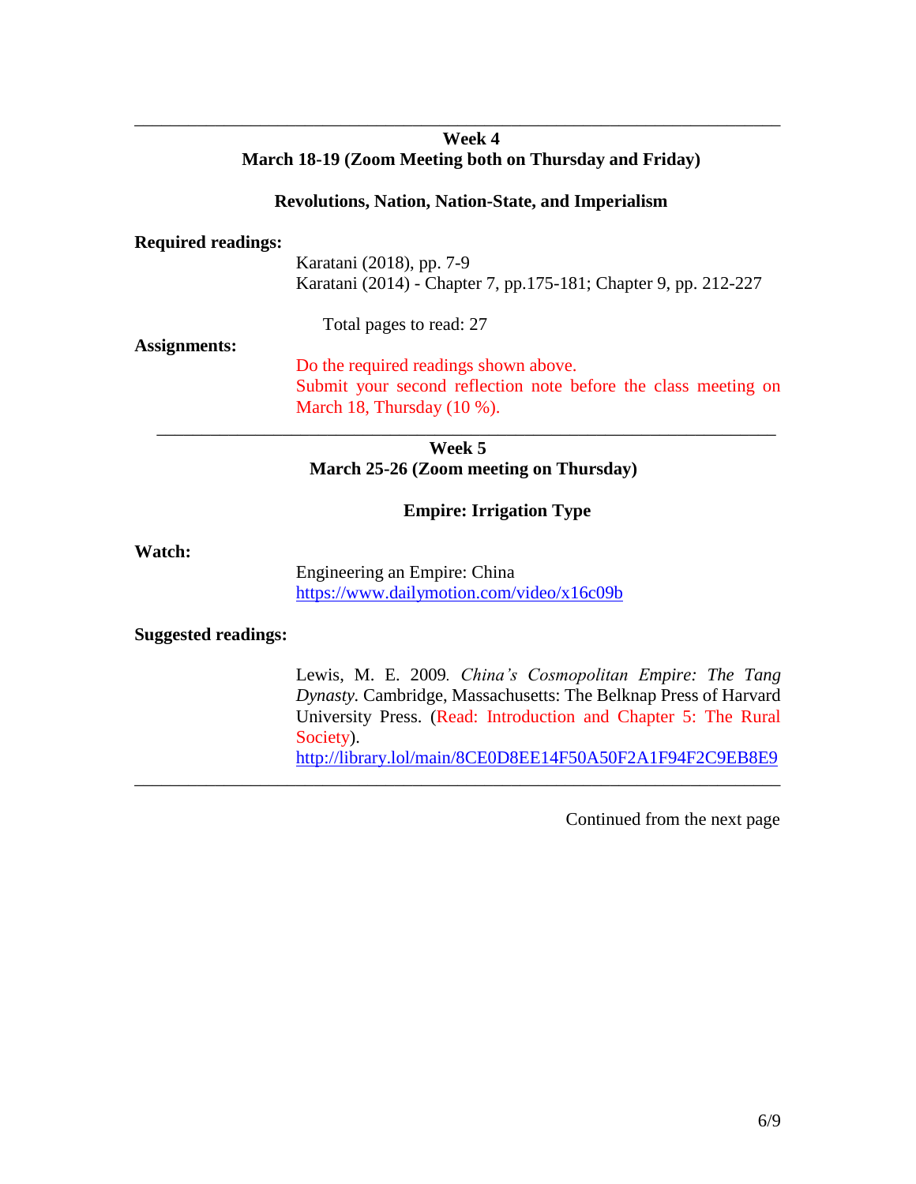---

## Week 4

### March 18-19 (Zoom Meeting both on Thursday and Friday)

### Revolutions, Nation, Nation-State, and Imperialism

**Required readings:**

Karatani (2018), pp. 7-9
Karatani (2014) - Chapter 7, pp.175-181; Chapter 9, pp. 212-227

Total pages to read: 27

**Assignments:**

Do the required readings shown above.
Submit your second reflection note before the class meeting on March 18, Thursday (10 %).

---

## Week 5

### March 25-26 (Zoom meeting on Thursday)

### Empire: Irrigation Type

**Watch:**

Engineering an Empire: China
https://www.dailymotion.com/video/x16c09b

**Suggested readings:**

Lewis, M. E. 2009. *China's Cosmopolitan Empire: The Tang Dynasty*. Cambridge, Massachusetts: The Belknap Press of Harvard University Press. (Read: Introduction and Chapter 5: The Rural Society).
http://library.lol/main/8CE0D8EE14F50A50F2A1F94F2C9EB8E9

---

Continued from the next page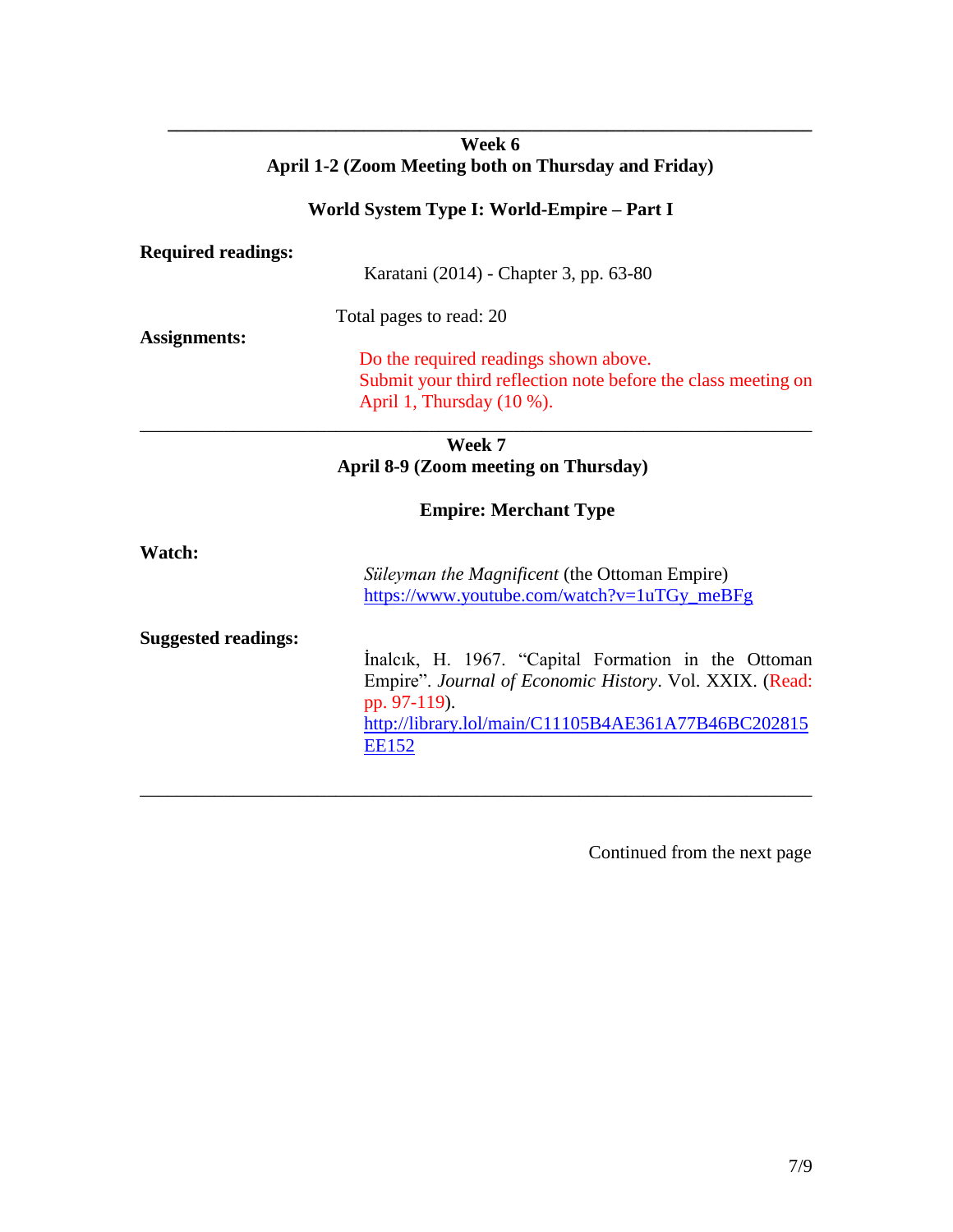---

### Week 6
### April 1-2 (Zoom Meeting both on Thursday and Friday)

### World System Type I: World-Empire – Part I

**Required readings:**

Karatani (2014) - Chapter 3, pp. 63-80

Total pages to read: 20

**Assignments:**

Do the required readings shown above.
Submit your third reflection note before the class meeting on April 1, Thursday (10 %).

---

### Week 7
### April 8-9 (Zoom meeting on Thursday)

### Empire: Merchant Type

**Watch:**

*Süleyman the Magnificent* (the Ottoman Empire)
[https://www.youtube.com/watch?v=1uTGy_meBFg](https://www.youtube.com/watch?v=1uTGy_meBFg)

**Suggested readings:**

İnalcık, H. 1967. "Capital Formation in the Ottoman Empire". *Journal of Economic History*. Vol. XXIX. (Read: pp. 97-119).
[http://library.lol/main/C11105B4AE361A77B46BC202815EE152](http://library.lol/main/C11105B4AE361A77B46BC202815EE152)

---

Continued from the next page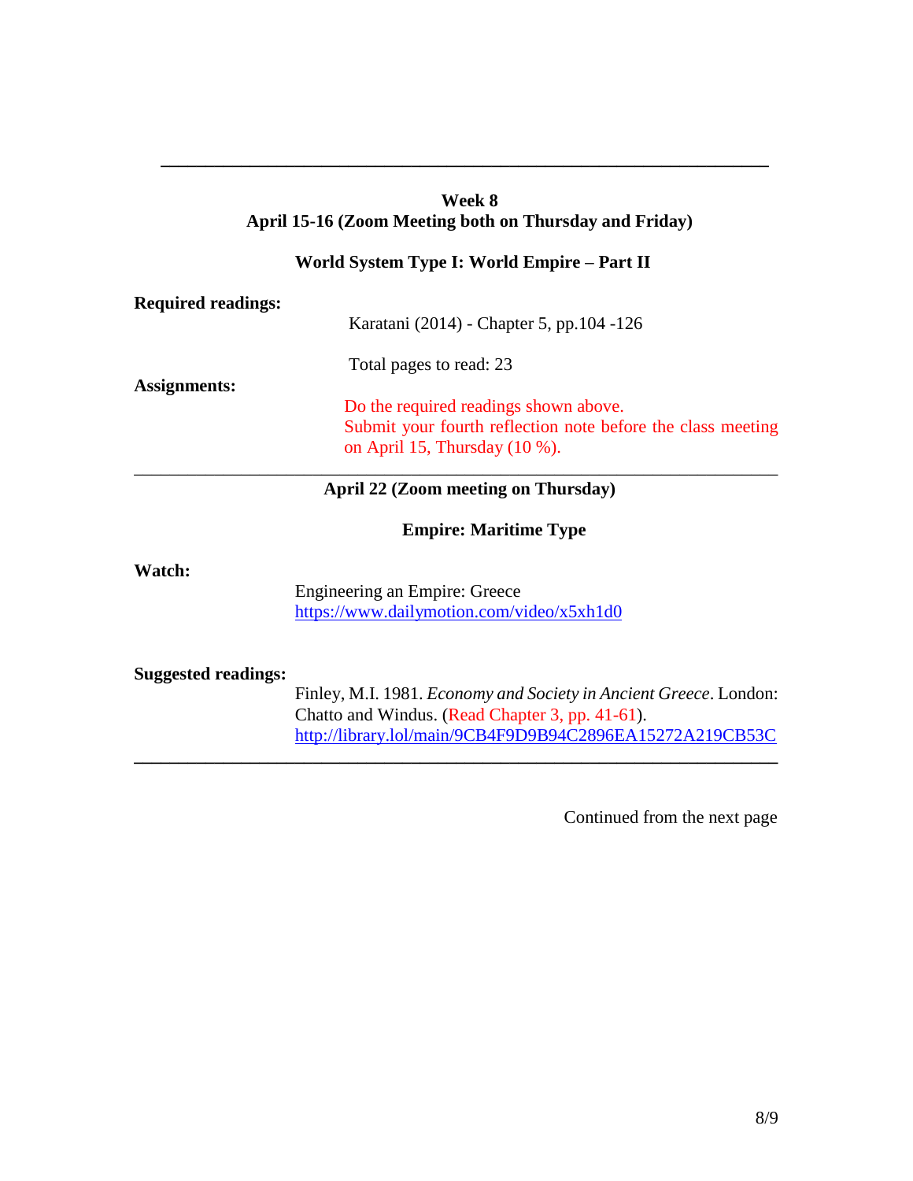---

**Week 8**
**April 15-16 (Zoom Meeting both on Thursday and Friday)**

**World System Type I: World Empire – Part II**

**Required readings:**

Karatani (2014) - Chapter 5, pp.104 -126

Total pages to read: 23

**Assignments:**

Do the required readings shown above.
Submit your fourth reflection note before the class meeting on April 15, Thursday (10 %).

---

**April 22 (Zoom meeting on Thursday)**

**Empire: Maritime Type**

**Watch:**

Engineering an Empire: Greece
https://www.dailymotion.com/video/x5xh1d0

**Suggested readings:**

Finley, M.I. 1981. *Economy and Society in Ancient Greece*. London: Chatto and Windus. (Read Chapter 3, pp. 41-61).
http://library.lol/main/9CB4F9D9B94C2896EA15272A219CB53C

---

Continued from the next page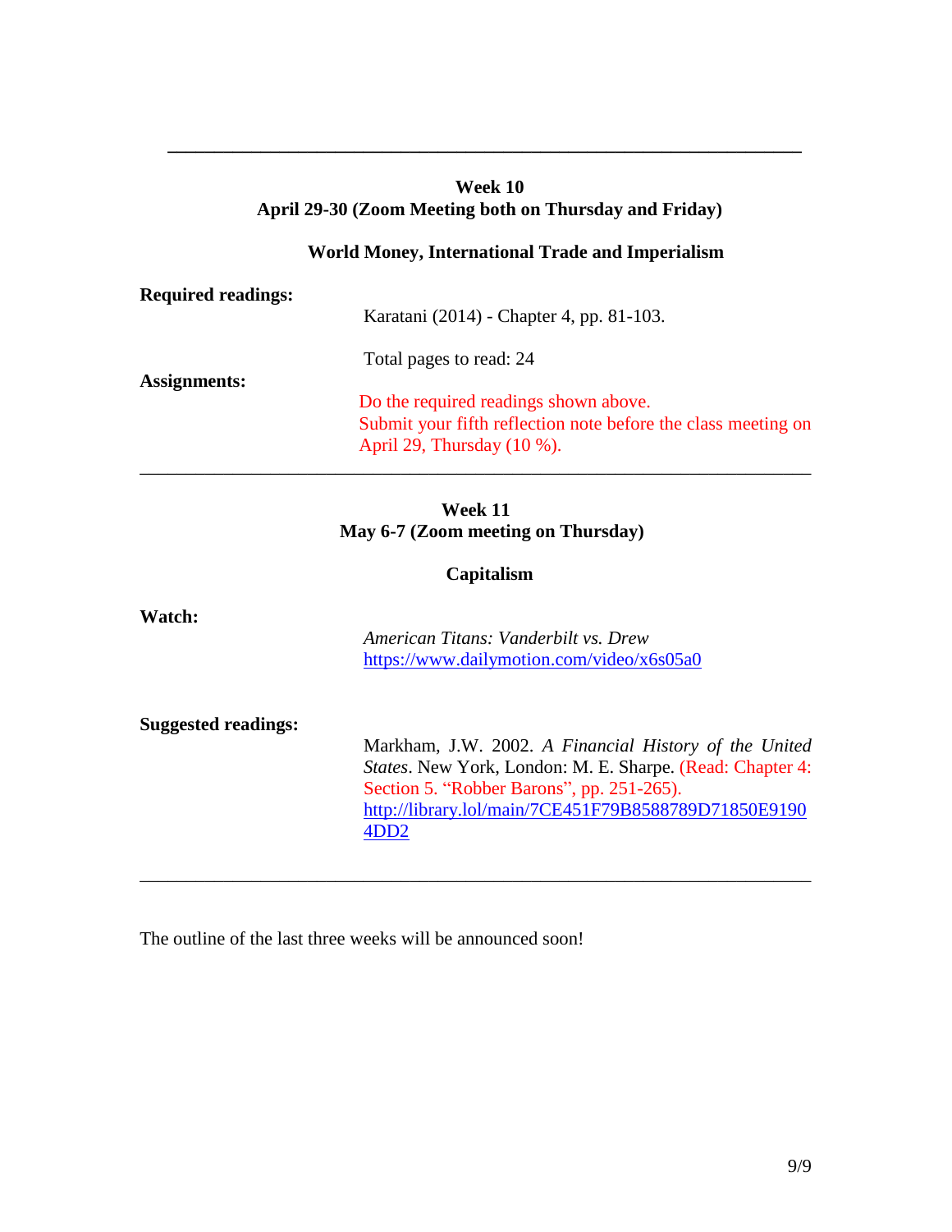---

### Week 10
### April 29-30 (Zoom Meeting both on Thursday and Friday)

#### World Money, International Trade and Imperialism

**Required readings:**

Karatani (2014) - Chapter 4, pp. 81-103.

Total pages to read: 24

**Assignments:**

Do the required readings shown above.
Submit your fifth reflection note before the class meeting on April 29, Thursday (10 %).

---

### Week 11
### May 6-7 (Zoom meeting on Thursday)

#### Capitalism

**Watch:**

*American Titans: Vanderbilt vs. Drew*
https://www.dailymotion.com/video/x6s05a0

**Suggested readings:**

Markham, J.W. 2002. *A Financial History of the United States*. New York, London: M. E. Sharpe. (Read: Chapter 4: Section 5. "Robber Barons", pp. 251-265).
http://library.lol/main/7CE451F79B8588789D71850E91904DD2

---

The outline of the last three weeks will be announced soon!